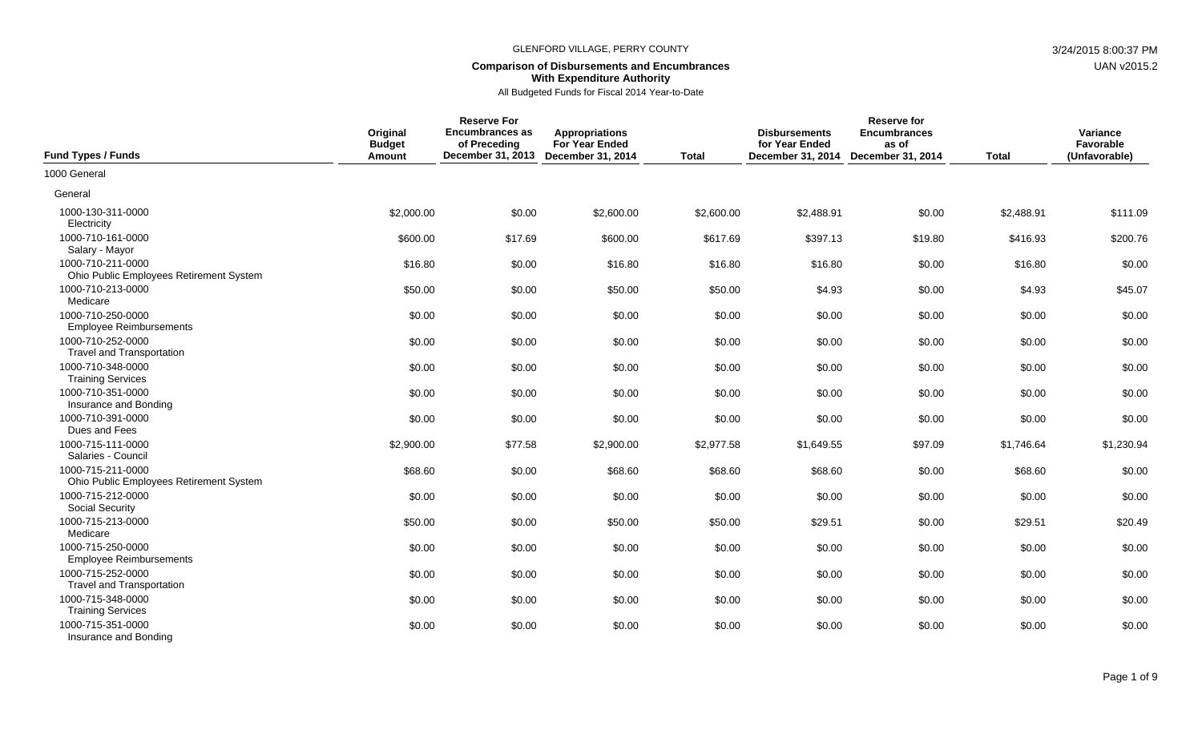GLENFORD VILLAGE, PERRY COUNTY

3/24/2015 8:00:37 PM

UAN v2015.2

**Comparison of Disbursements and Encumbrances With Expenditure Authority**

All Budgeted Funds for Fiscal 2014 Year-to-Date

| Fund Types / Funds | Original Budget Amount | Reserve For Encumbrances as of Preceding December 31, 2013 | Appropriations For Year Ended December 31, 2014 | Total | Disbursements for Year Ended December 31, 2014 | Reserve for Encumbrances as of December 31, 2014 | Total | Variance Favorable (Unfavorable) |
|---|---|---|---|---|---|---|---|---|
| 1000 General | | | | | | | | |
| General | | | | | | | | |
| 1000-130-311-0000 Electricity | $2,000.00 | $0.00 | $2,600.00 | $2,600.00 | $2,488.91 | $0.00 | $2,488.91 | $111.09 |
| 1000-710-161-0000 Salary - Mayor | $600.00 | $17.69 | $600.00 | $617.69 | $397.13 | $19.80 | $416.93 | $200.76 |
| 1000-710-211-0000 Ohio Public Employees Retirement System | $16.80 | $0.00 | $16.80 | $16.80 | $16.80 | $0.00 | $16.80 | $0.00 |
| 1000-710-213-0000 Medicare | $50.00 | $0.00 | $50.00 | $50.00 | $4.93 | $0.00 | $4.93 | $45.07 |
| 1000-710-250-0000 Employee Reimbursements | $0.00 | $0.00 | $0.00 | $0.00 | $0.00 | $0.00 | $0.00 | $0.00 |
| 1000-710-252-0000 Travel and Transportation | $0.00 | $0.00 | $0.00 | $0.00 | $0.00 | $0.00 | $0.00 | $0.00 |
| 1000-710-348-0000 Training Services | $0.00 | $0.00 | $0.00 | $0.00 | $0.00 | $0.00 | $0.00 | $0.00 |
| 1000-710-351-0000 Insurance and Bonding | $0.00 | $0.00 | $0.00 | $0.00 | $0.00 | $0.00 | $0.00 | $0.00 |
| 1000-710-391-0000 Dues and Fees | $0.00 | $0.00 | $0.00 | $0.00 | $0.00 | $0.00 | $0.00 | $0.00 |
| 1000-715-111-0000 Salaries - Council | $2,900.00 | $77.58 | $2,900.00 | $2,977.58 | $1,649.55 | $97.09 | $1,746.64 | $1,230.94 |
| 1000-715-211-0000 Ohio Public Employees Retirement System | $68.60 | $0.00 | $68.60 | $68.60 | $68.60 | $0.00 | $68.60 | $0.00 |
| 1000-715-212-0000 Social Security | $0.00 | $0.00 | $0.00 | $0.00 | $0.00 | $0.00 | $0.00 | $0.00 |
| 1000-715-213-0000 Medicare | $50.00 | $0.00 | $50.00 | $50.00 | $29.51 | $0.00 | $29.51 | $20.49 |
| 1000-715-250-0000 Employee Reimbursements | $0.00 | $0.00 | $0.00 | $0.00 | $0.00 | $0.00 | $0.00 | $0.00 |
| 1000-715-252-0000 Travel and Transportation | $0.00 | $0.00 | $0.00 | $0.00 | $0.00 | $0.00 | $0.00 | $0.00 |
| 1000-715-348-0000 Training Services | $0.00 | $0.00 | $0.00 | $0.00 | $0.00 | $0.00 | $0.00 | $0.00 |
| 1000-715-351-0000 Insurance and Bonding | $0.00 | $0.00 | $0.00 | $0.00 | $0.00 | $0.00 | $0.00 | $0.00 |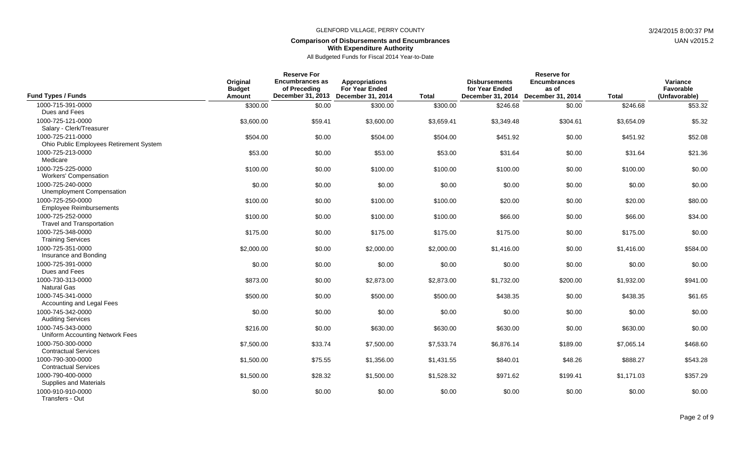GLENFORD VILLAGE, PERRY COUNTY

**Comparison of Disbursements and Encumbrances With Expenditure Authority**

All Budgeted Funds for Fiscal 2014 Year-to-Date

| Fund Types / Funds | Original Budget Amount | Reserve For Encumbrances as of Preceding December 31, 2013 | Appropriations For Year Ended December 31, 2014 | Total | Disbursements for Year Ended December 31, 2014 | Reserve for Encumbrances as of December 31, 2014 | Total | Variance Favorable (Unfavorable) |
|---|---|---|---|---|---|---|---|---|
| 1000-715-391-0000 Dues and Fees | $300.00 | $0.00 | $300.00 | $300.00 | $246.68 | $0.00 | $246.68 | $53.32 |
| 1000-725-121-0000 Salary - Clerk/Treasurer | $3,600.00 | $59.41 | $3,600.00 | $3,659.41 | $3,349.48 | $304.61 | $3,654.09 | $5.32 |
| 1000-725-211-0000 Ohio Public Employees Retirement System | $504.00 | $0.00 | $504.00 | $504.00 | $451.92 | $0.00 | $451.92 | $52.08 |
| 1000-725-213-0000 Medicare | $53.00 | $0.00 | $53.00 | $53.00 | $31.64 | $0.00 | $31.64 | $21.36 |
| 1000-725-225-0000 Workers' Compensation | $100.00 | $0.00 | $100.00 | $100.00 | $100.00 | $0.00 | $100.00 | $0.00 |
| 1000-725-240-0000 Unemployment Compensation | $0.00 | $0.00 | $0.00 | $0.00 | $0.00 | $0.00 | $0.00 | $0.00 |
| 1000-725-250-0000 Employee Reimbursements | $100.00 | $0.00 | $100.00 | $100.00 | $20.00 | $0.00 | $20.00 | $80.00 |
| 1000-725-252-0000 Travel and Transportation | $100.00 | $0.00 | $100.00 | $100.00 | $66.00 | $0.00 | $66.00 | $34.00 |
| 1000-725-348-0000 Training Services | $175.00 | $0.00 | $175.00 | $175.00 | $175.00 | $0.00 | $175.00 | $0.00 |
| 1000-725-351-0000 Insurance and Bonding | $2,000.00 | $0.00 | $2,000.00 | $2,000.00 | $1,416.00 | $0.00 | $1,416.00 | $584.00 |
| 1000-725-391-0000 Dues and Fees | $0.00 | $0.00 | $0.00 | $0.00 | $0.00 | $0.00 | $0.00 | $0.00 |
| 1000-730-313-0000 Natural Gas | $873.00 | $0.00 | $2,873.00 | $2,873.00 | $1,732.00 | $200.00 | $1,932.00 | $941.00 |
| 1000-745-341-0000 Accounting and Legal Fees | $500.00 | $0.00 | $500.00 | $500.00 | $438.35 | $0.00 | $438.35 | $61.65 |
| 1000-745-342-0000 Auditing Services | $0.00 | $0.00 | $0.00 | $0.00 | $0.00 | $0.00 | $0.00 | $0.00 |
| 1000-745-343-0000 Uniform Accounting Network Fees | $216.00 | $0.00 | $630.00 | $630.00 | $630.00 | $0.00 | $630.00 | $0.00 |
| 1000-750-300-0000 Contractual Services | $7,500.00 | $33.74 | $7,500.00 | $7,533.74 | $6,876.14 | $189.00 | $7,065.14 | $468.60 |
| 1000-790-300-0000 Contractual Services | $1,500.00 | $75.55 | $1,356.00 | $1,431.55 | $840.01 | $48.26 | $888.27 | $543.28 |
| 1000-790-400-0000 Supplies and Materials | $1,500.00 | $28.32 | $1,500.00 | $1,528.32 | $971.62 | $199.41 | $1,171.03 | $357.29 |
| 1000-910-910-0000 Transfers - Out | $0.00 | $0.00 | $0.00 | $0.00 | $0.00 | $0.00 | $0.00 | $0.00 |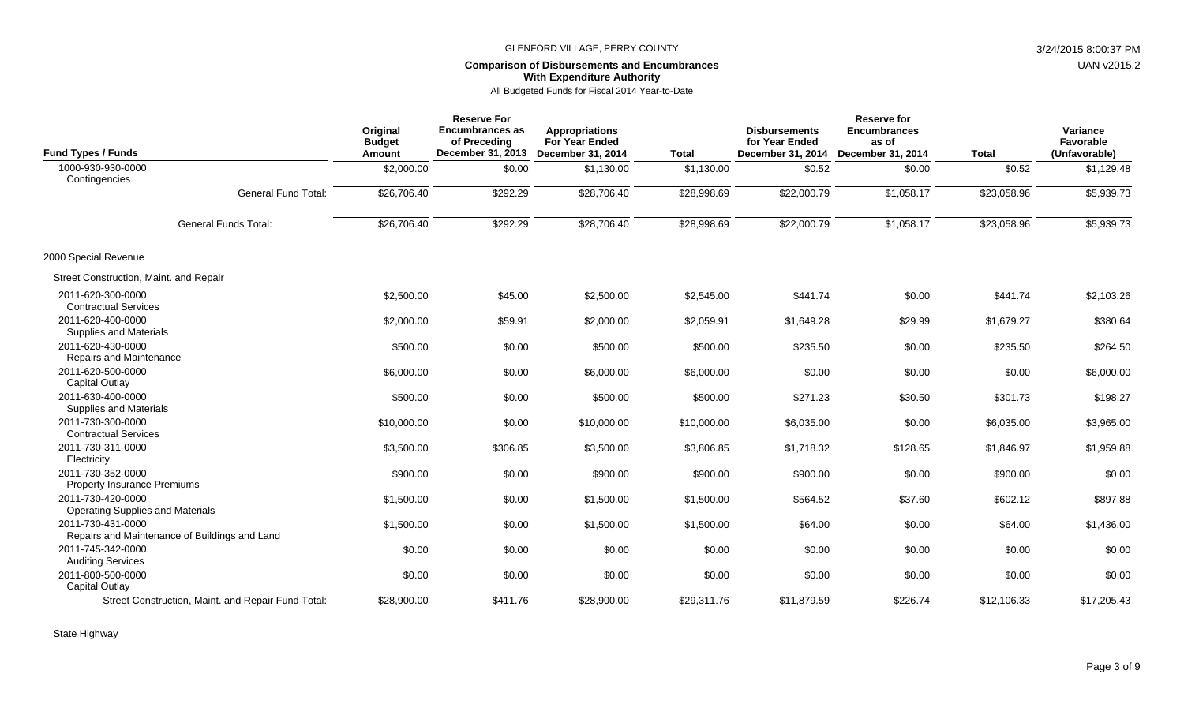GLENFORD VILLAGE, PERRY COUNTY

**Comparison of Disbursements and Encumbrances With Expenditure Authority**

All Budgeted Funds for Fiscal 2014 Year-to-Date

| Fund Types / Funds | Original Budget Amount | Reserve For Encumbrances as of Preceding December 31, 2013 | Appropriations For Year Ended December 31, 2014 | Total | Disbursements for Year Ended December 31, 2014 | Reserve for Encumbrances as of December 31, 2014 | Total | Variance Favorable (Unfavorable) |
|---|---|---|---|---|---|---|---|---|
| 1000-930-930-0000 Contingencies | $2,000.00 | $0.00 | $1,130.00 | $1,130.00 | $0.52 | $0.00 | $0.52 | $1,129.48 |
| General Fund Total: | $26,706.40 | $292.29 | $28,706.40 | $28,998.69 | $22,000.79 | $1,058.17 | $23,058.96 | $5,939.73 |
| General Funds Total: | $26,706.40 | $292.29 | $28,706.40 | $28,998.69 | $22,000.79 | $1,058.17 | $23,058.96 | $5,939.73 |
| 2000 Special Revenue | | | | | | | | |
| Street Construction, Maint. and Repair | | | | | | | | |
| 2011-620-300-0000 Contractual Services | $2,500.00 | $45.00 | $2,500.00 | $2,545.00 | $441.74 | $0.00 | $441.74 | $2,103.26 |
| 2011-620-400-0000 Supplies and Materials | $2,000.00 | $59.91 | $2,000.00 | $2,059.91 | $1,649.28 | $29.99 | $1,679.27 | $380.64 |
| 2011-620-430-0000 Repairs and Maintenance | $500.00 | $0.00 | $500.00 | $500.00 | $235.50 | $0.00 | $235.50 | $264.50 |
| 2011-620-500-0000 Capital Outlay | $6,000.00 | $0.00 | $6,000.00 | $6,000.00 | $0.00 | $0.00 | $0.00 | $6,000.00 |
| 2011-630-400-0000 Supplies and Materials | $500.00 | $0.00 | $500.00 | $500.00 | $271.23 | $30.50 | $301.73 | $198.27 |
| 2011-730-300-0000 Contractual Services | $10,000.00 | $0.00 | $10,000.00 | $10,000.00 | $6,035.00 | $0.00 | $6,035.00 | $3,965.00 |
| 2011-730-311-0000 Electricity | $3,500.00 | $306.85 | $3,500.00 | $3,806.85 | $1,718.32 | $128.65 | $1,846.97 | $1,959.88 |
| 2011-730-352-0000 Property Insurance Premiums | $900.00 | $0.00 | $900.00 | $900.00 | $900.00 | $0.00 | $900.00 | $0.00 |
| 2011-730-420-0000 Operating Supplies and Materials | $1,500.00 | $0.00 | $1,500.00 | $1,500.00 | $564.52 | $37.60 | $602.12 | $897.88 |
| 2011-730-431-0000 Repairs and Maintenance of Buildings and Land | $1,500.00 | $0.00 | $1,500.00 | $1,500.00 | $64.00 | $0.00 | $64.00 | $1,436.00 |
| 2011-745-342-0000 Auditing Services | $0.00 | $0.00 | $0.00 | $0.00 | $0.00 | $0.00 | $0.00 | $0.00 |
| 2011-800-500-0000 Capital Outlay | $0.00 | $0.00 | $0.00 | $0.00 | $0.00 | $0.00 | $0.00 | $0.00 |
| Street Construction, Maint. and Repair Fund Total: | $28,900.00 | $411.76 | $28,900.00 | $29,311.76 | $11,879.59 | $226.74 | $12,106.33 | $17,205.43 |

State Highway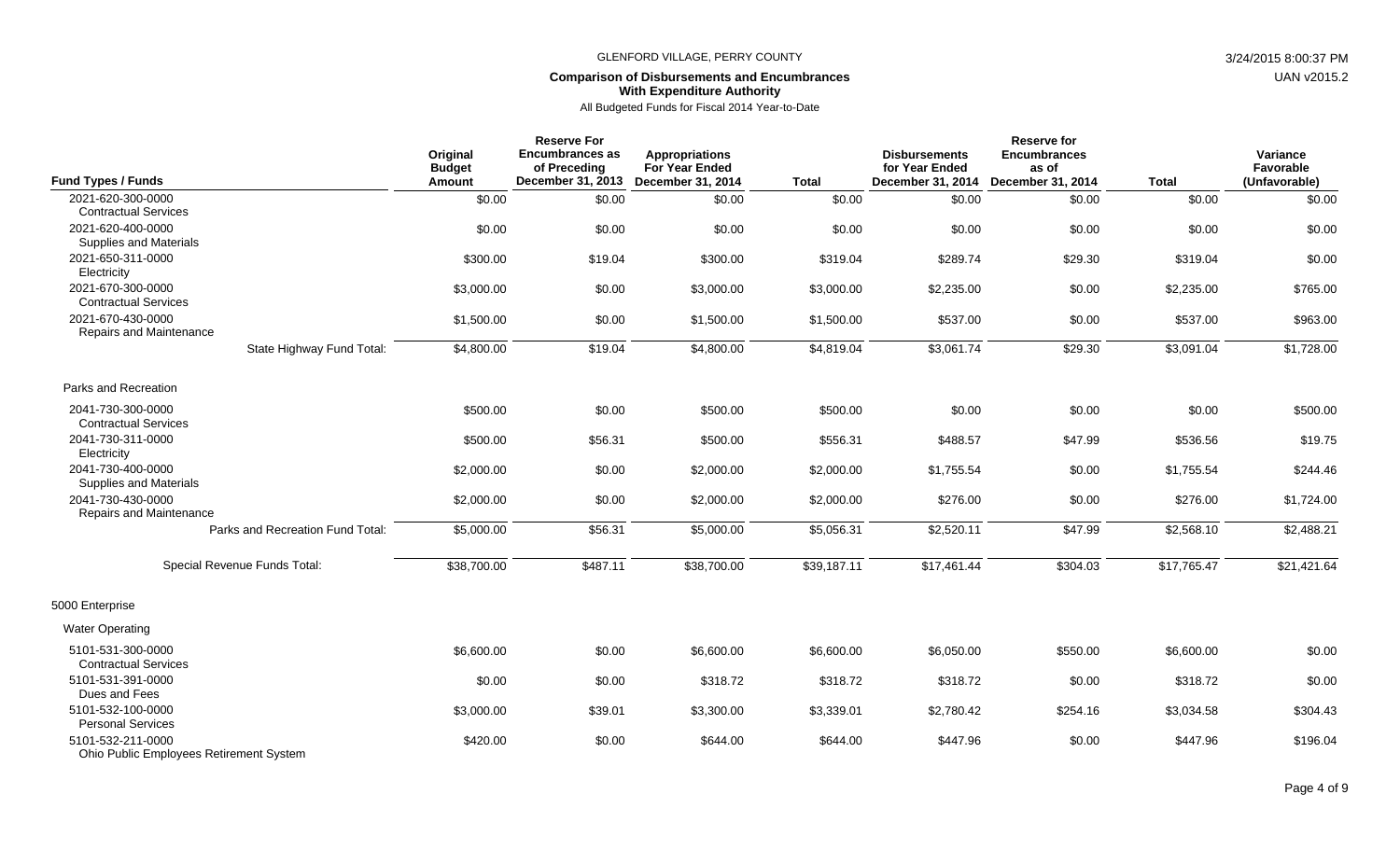GLENFORD VILLAGE, PERRY COUNTY

**Comparison of Disbursements and Encumbrances With Expenditure Authority**

All Budgeted Funds for Fiscal 2014 Year-to-Date

| Fund Types / Funds | Original Budget Amount | Reserve For Encumbrances as of Preceding December 31, 2013 | Appropriations For Year Ended December 31, 2014 | Total | Disbursements for Year Ended December 31, 2014 | Reserve for Encumbrances as of December 31, 2014 | Total | Variance Favorable (Unfavorable) |
|---|---|---|---|---|---|---|---|---|
| 2021-620-300-0000 Contractual Services | $0.00 | $0.00 | $0.00 | $0.00 | $0.00 | $0.00 | $0.00 | $0.00 |
| 2021-620-400-0000 Supplies and Materials | $0.00 | $0.00 | $0.00 | $0.00 | $0.00 | $0.00 | $0.00 | $0.00 |
| 2021-650-311-0000 Electricity | $300.00 | $19.04 | $300.00 | $319.04 | $289.74 | $29.30 | $319.04 | $0.00 |
| 2021-670-300-0000 Contractual Services | $3,000.00 | $0.00 | $3,000.00 | $3,000.00 | $2,235.00 | $0.00 | $2,235.00 | $765.00 |
| 2021-670-430-0000 Repairs and Maintenance | $1,500.00 | $0.00 | $1,500.00 | $1,500.00 | $537.00 | $0.00 | $537.00 | $963.00 |
| State Highway Fund Total: | $4,800.00 | $19.04 | $4,800.00 | $4,819.04 | $3,061.74 | $29.30 | $3,091.04 | $1,728.00 |
| **Parks and Recreation** | | | | | | | | |
| 2041-730-300-0000 Contractual Services | $500.00 | $0.00 | $500.00 | $500.00 | $0.00 | $0.00 | $0.00 | $500.00 |
| 2041-730-311-0000 Electricity | $500.00 | $56.31 | $500.00 | $556.31 | $488.57 | $47.99 | $536.56 | $19.75 |
| 2041-730-400-0000 Supplies and Materials | $2,000.00 | $0.00 | $2,000.00 | $2,000.00 | $1,755.54 | $0.00 | $1,755.54 | $244.46 |
| 2041-730-430-0000 Repairs and Maintenance | $2,000.00 | $0.00 | $2,000.00 | $2,000.00 | $276.00 | $0.00 | $276.00 | $1,724.00 |
| Parks and Recreation Fund Total: | $5,000.00 | $56.31 | $5,000.00 | $5,056.31 | $2,520.11 | $47.99 | $2,568.10 | $2,488.21 |
| Special Revenue Funds Total: | $38,700.00 | $487.11 | $38,700.00 | $39,187.11 | $17,461.44 | $304.03 | $17,765.47 | $21,421.64 |
| **5000 Enterprise** | | | | | | | | |
| **Water Operating** | | | | | | | | |
| 5101-531-300-0000 Contractual Services | $6,600.00 | $0.00 | $6,600.00 | $6,600.00 | $6,050.00 | $550.00 | $6,600.00 | $0.00 |
| 5101-531-391-0000 Dues and Fees | $0.00 | $0.00 | $318.72 | $318.72 | $318.72 | $0.00 | $318.72 | $0.00 |
| 5101-532-100-0000 Personal Services | $3,000.00 | $39.01 | $3,300.00 | $3,339.01 | $2,780.42 | $254.16 | $3,034.58 | $304.43 |
| 5101-532-211-0000 Ohio Public Employees Retirement System | $420.00 | $0.00 | $644.00 | $644.00 | $447.96 | $0.00 | $447.96 | $196.04 |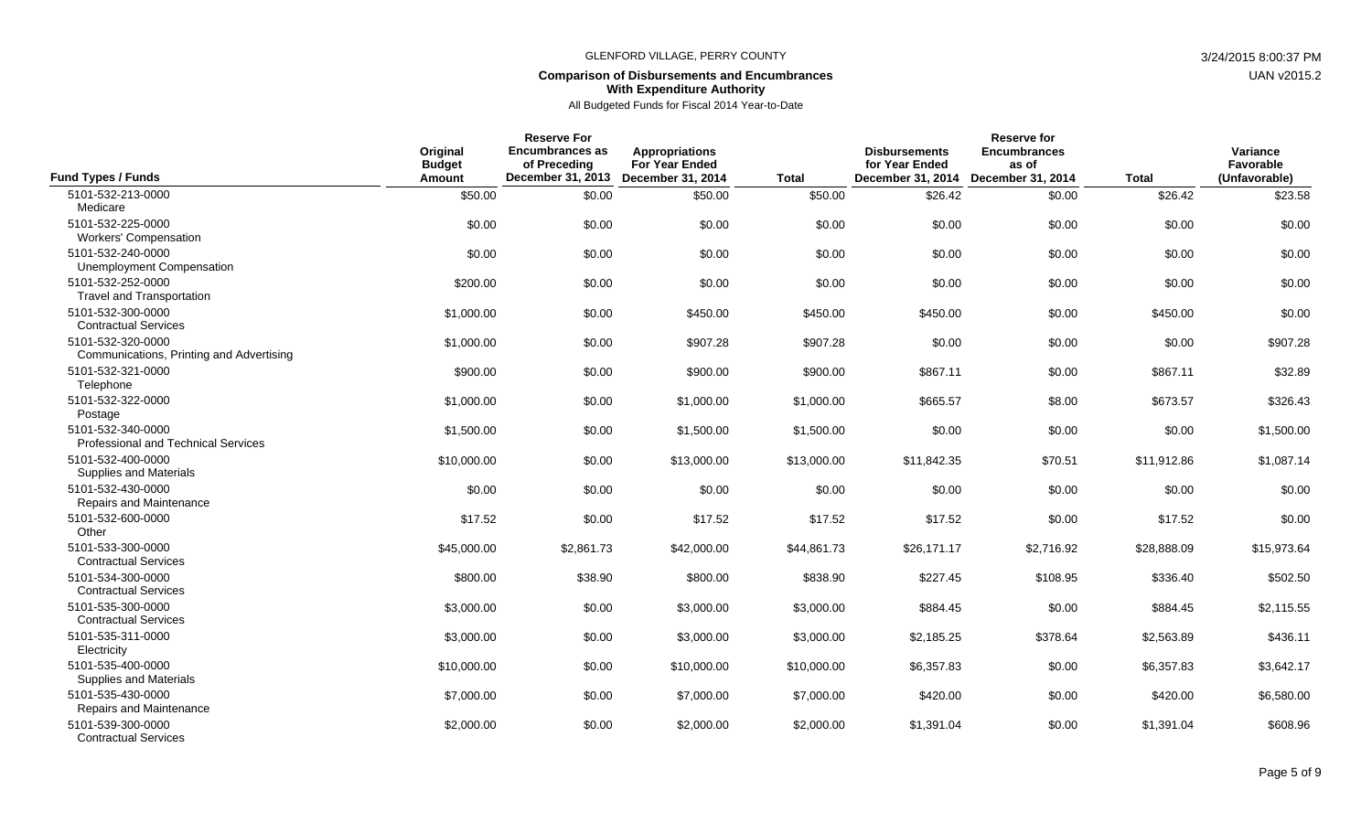GLENFORD VILLAGE, PERRY COUNTY

**Comparison of Disbursements and Encumbrances With Expenditure Authority**

All Budgeted Funds for Fiscal 2014 Year-to-Date

| Fund Types / Funds | Original Budget Amount | Reserve For Encumbrances as of Preceding December 31, 2013 | Appropriations For Year Ended December 31, 2014 | Total | Disbursements for Year Ended December 31, 2014 | Reserve for Encumbrances as of December 31, 2014 | Total | Variance Favorable (Unfavorable) |
|---|---|---|---|---|---|---|---|---|
| 5101-532-213-0000 Medicare | $50.00 | $0.00 | $50.00 | $50.00 | $26.42 | $0.00 | $26.42 | $23.58 |
| 5101-532-225-0000 Workers' Compensation | $0.00 | $0.00 | $0.00 | $0.00 | $0.00 | $0.00 | $0.00 | $0.00 |
| 5101-532-240-0000 Unemployment Compensation | $0.00 | $0.00 | $0.00 | $0.00 | $0.00 | $0.00 | $0.00 | $0.00 |
| 5101-532-252-0000 Travel and Transportation | $200.00 | $0.00 | $0.00 | $0.00 | $0.00 | $0.00 | $0.00 | $0.00 |
| 5101-532-300-0000 Contractual Services | $1,000.00 | $0.00 | $450.00 | $450.00 | $450.00 | $0.00 | $450.00 | $0.00 |
| 5101-532-320-0000 Communications, Printing and Advertising | $1,000.00 | $0.00 | $907.28 | $907.28 | $0.00 | $0.00 | $0.00 | $907.28 |
| 5101-532-321-0000 Telephone | $900.00 | $0.00 | $900.00 | $900.00 | $867.11 | $0.00 | $867.11 | $32.89 |
| 5101-532-322-0000 Postage | $1,000.00 | $0.00 | $1,000.00 | $1,000.00 | $665.57 | $8.00 | $673.57 | $326.43 |
| 5101-532-340-0000 Professional and Technical Services | $1,500.00 | $0.00 | $1,500.00 | $1,500.00 | $0.00 | $0.00 | $0.00 | $1,500.00 |
| 5101-532-400-0000 Supplies and Materials | $10,000.00 | $0.00 | $13,000.00 | $13,000.00 | $11,842.35 | $70.51 | $11,912.86 | $1,087.14 |
| 5101-532-430-0000 Repairs and Maintenance | $0.00 | $0.00 | $0.00 | $0.00 | $0.00 | $0.00 | $0.00 | $0.00 |
| 5101-532-600-0000 Other | $17.52 | $0.00 | $17.52 | $17.52 | $17.52 | $0.00 | $17.52 | $0.00 |
| 5101-533-300-0000 Contractual Services | $45,000.00 | $2,861.73 | $42,000.00 | $44,861.73 | $26,171.17 | $2,716.92 | $28,888.09 | $15,973.64 |
| 5101-534-300-0000 Contractual Services | $800.00 | $38.90 | $800.00 | $838.90 | $227.45 | $108.95 | $336.40 | $502.50 |
| 5101-535-300-0000 Contractual Services | $3,000.00 | $0.00 | $3,000.00 | $3,000.00 | $884.45 | $0.00 | $884.45 | $2,115.55 |
| 5101-535-311-0000 Electricity | $3,000.00 | $0.00 | $3,000.00 | $3,000.00 | $2,185.25 | $378.64 | $2,563.89 | $436.11 |
| 5101-535-400-0000 Supplies and Materials | $10,000.00 | $0.00 | $10,000.00 | $10,000.00 | $6,357.83 | $0.00 | $6,357.83 | $3,642.17 |
| 5101-535-430-0000 Repairs and Maintenance | $7,000.00 | $0.00 | $7,000.00 | $7,000.00 | $420.00 | $0.00 | $420.00 | $6,580.00 |
| 5101-539-300-0000 Contractual Services | $2,000.00 | $0.00 | $2,000.00 | $2,000.00 | $1,391.04 | $0.00 | $1,391.04 | $608.96 |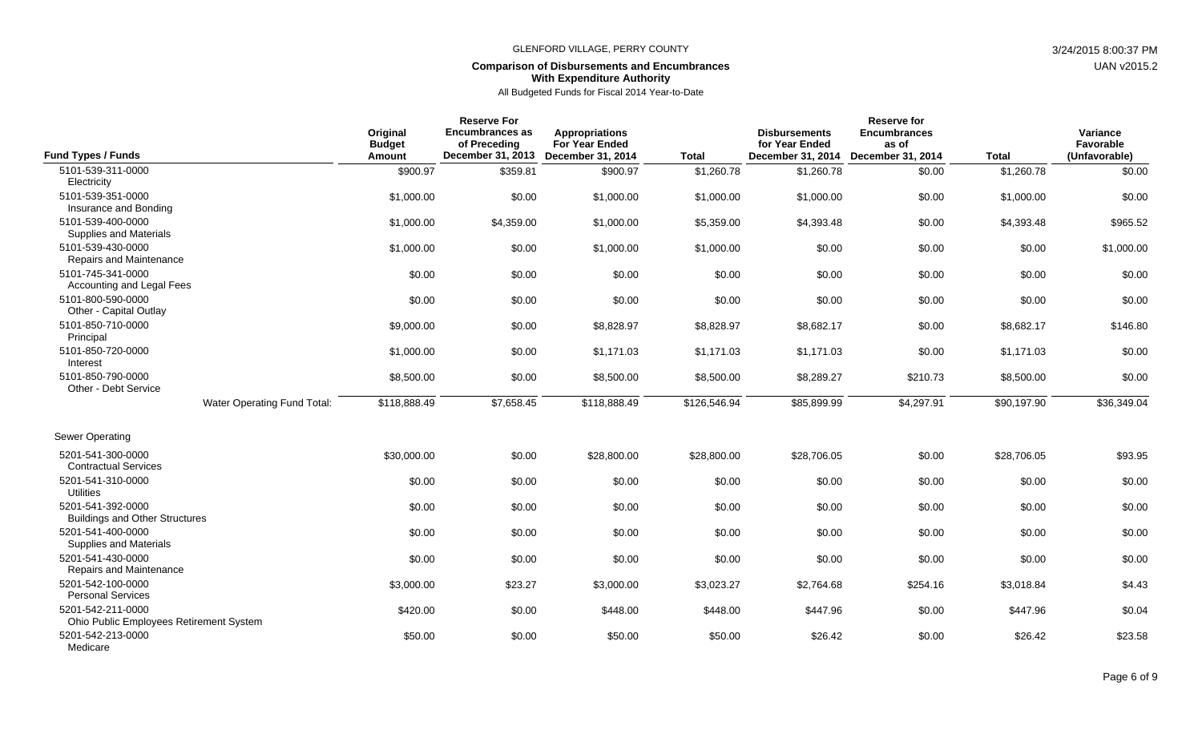GLENFORD VILLAGE, PERRY COUNTY

**Comparison of Disbursements and Encumbrances With Expenditure Authority**

All Budgeted Funds for Fiscal 2014 Year-to-Date

| Fund Types / Funds | Original Budget Amount | Reserve For Encumbrances as of Preceding December 31, 2013 | Appropriations For Year Ended December 31, 2014 | Total | Disbursements for Year Ended December 31, 2014 | Reserve for Encumbrances as of December 31, 2014 | Total | Variance Favorable (Unfavorable) |
|---|---|---|---|---|---|---|---|---|
| 5101-539-311-0000 Electricity | $900.97 | $359.81 | $900.97 | $1,260.78 | $1,260.78 | $0.00 | $1,260.78 | $0.00 |
| 5101-539-351-0000 Insurance and Bonding | $1,000.00 | $0.00 | $1,000.00 | $1,000.00 | $1,000.00 | $0.00 | $1,000.00 | $0.00 |
| 5101-539-400-0000 Supplies and Materials | $1,000.00 | $4,359.00 | $1,000.00 | $5,359.00 | $4,393.48 | $0.00 | $4,393.48 | $965.52 |
| 5101-539-430-0000 Repairs and Maintenance | $1,000.00 | $0.00 | $1,000.00 | $1,000.00 | $0.00 | $0.00 | $0.00 | $1,000.00 |
| 5101-745-341-0000 Accounting and Legal Fees | $0.00 | $0.00 | $0.00 | $0.00 | $0.00 | $0.00 | $0.00 | $0.00 |
| 5101-800-590-0000 Other - Capital Outlay | $0.00 | $0.00 | $0.00 | $0.00 | $0.00 | $0.00 | $0.00 | $0.00 |
| 5101-850-710-0000 Principal | $9,000.00 | $0.00 | $8,828.97 | $8,828.97 | $8,682.17 | $0.00 | $8,682.17 | $146.80 |
| 5101-850-720-0000 Interest | $1,000.00 | $0.00 | $1,171.03 | $1,171.03 | $1,171.03 | $0.00 | $1,171.03 | $0.00 |
| 5101-850-790-0000 Other - Debt Service | $8,500.00 | $0.00 | $8,500.00 | $8,500.00 | $8,289.27 | $210.73 | $8,500.00 | $0.00 |
| Water Operating Fund Total: | $118,888.49 | $7,658.45 | $118,888.49 | $126,546.94 | $85,899.99 | $4,297.91 | $90,197.90 | $36,349.04 |
| **Sewer Operating** | | | | | | | | |
| 5201-541-300-0000 Contractual Services | $30,000.00 | $0.00 | $28,800.00 | $28,800.00 | $28,706.05 | $0.00 | $28,706.05 | $93.95 |
| 5201-541-310-0000 Utilities | $0.00 | $0.00 | $0.00 | $0.00 | $0.00 | $0.00 | $0.00 | $0.00 |
| 5201-541-392-0000 Buildings and Other Structures | $0.00 | $0.00 | $0.00 | $0.00 | $0.00 | $0.00 | $0.00 | $0.00 |
| 5201-541-400-0000 Supplies and Materials | $0.00 | $0.00 | $0.00 | $0.00 | $0.00 | $0.00 | $0.00 | $0.00 |
| 5201-541-430-0000 Repairs and Maintenance | $0.00 | $0.00 | $0.00 | $0.00 | $0.00 | $0.00 | $0.00 | $0.00 |
| 5201-542-100-0000 Personal Services | $3,000.00 | $23.27 | $3,000.00 | $3,023.27 | $2,764.68 | $254.16 | $3,018.84 | $4.43 |
| 5201-542-211-0000 Ohio Public Employees Retirement System | $420.00 | $0.00 | $448.00 | $448.00 | $447.96 | $0.00 | $447.96 | $0.04 |
| 5201-542-213-0000 Medicare | $50.00 | $0.00 | $50.00 | $50.00 | $26.42 | $0.00 | $26.42 | $23.58 |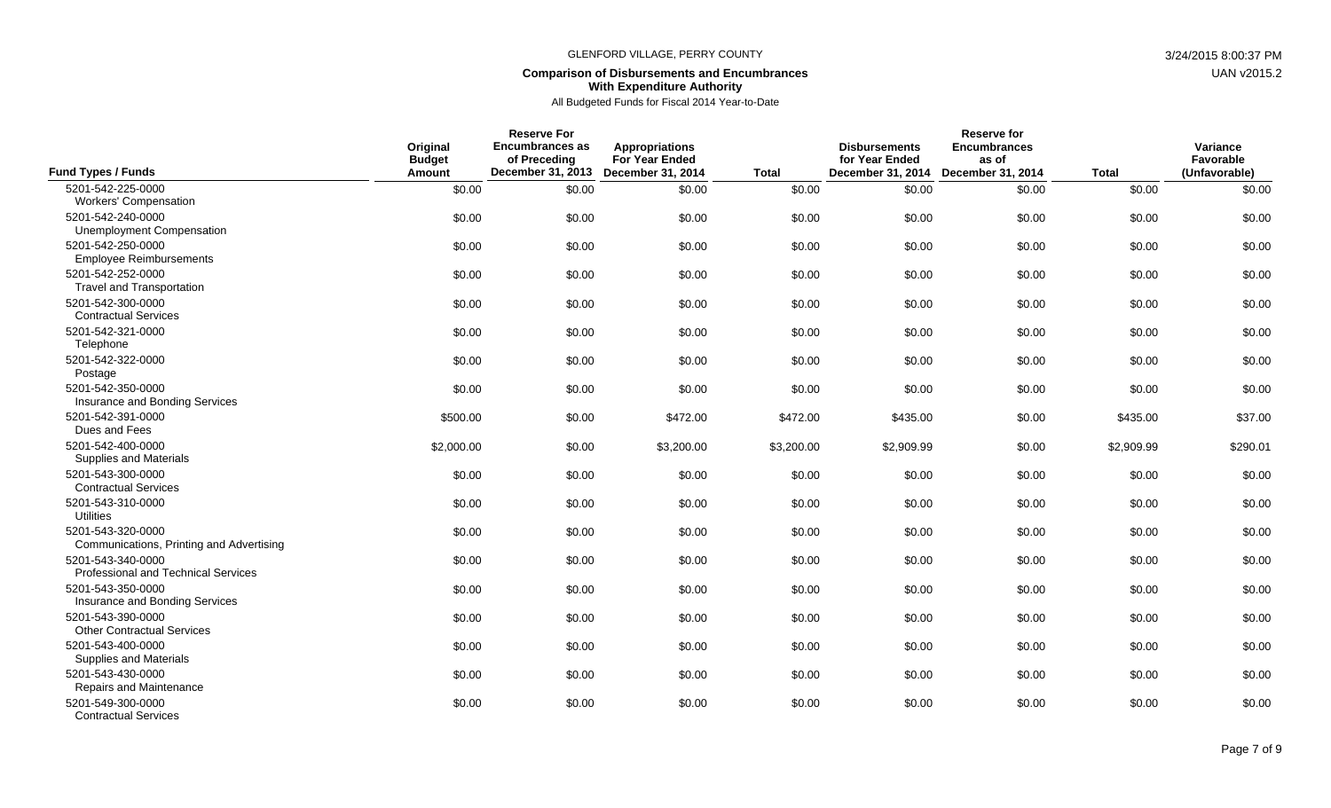# GLENFORD VILLAGE, PERRY COUNTY

**Comparison of Disbursements and Encumbrances With Expenditure Authority**

All Budgeted Funds for Fiscal 2014 Year-to-Date

| Fund Types / Funds | Original Budget Amount | Reserve For Encumbrances as of Preceding December 31, 2013 | Appropriations For Year Ended December 31, 2014 | Total | Disbursements for Year Ended December 31, 2014 | Reserve for Encumbrances as of December 31, 2014 | Total | Variance Favorable (Unfavorable) |
|---|---|---|---|---|---|---|---|---|
| 5201-542-225-0000 Workers' Compensation | $0.00 | $0.00 | $0.00 | $0.00 | $0.00 | $0.00 | $0.00 | $0.00 |
| 5201-542-240-0000 Unemployment Compensation | $0.00 | $0.00 | $0.00 | $0.00 | $0.00 | $0.00 | $0.00 | $0.00 |
| 5201-542-250-0000 Employee Reimbursements | $0.00 | $0.00 | $0.00 | $0.00 | $0.00 | $0.00 | $0.00 | $0.00 |
| 5201-542-252-0000 Travel and Transportation | $0.00 | $0.00 | $0.00 | $0.00 | $0.00 | $0.00 | $0.00 | $0.00 |
| 5201-542-300-0000 Contractual Services | $0.00 | $0.00 | $0.00 | $0.00 | $0.00 | $0.00 | $0.00 | $0.00 |
| 5201-542-321-0000 Telephone | $0.00 | $0.00 | $0.00 | $0.00 | $0.00 | $0.00 | $0.00 | $0.00 |
| 5201-542-322-0000 Postage | $0.00 | $0.00 | $0.00 | $0.00 | $0.00 | $0.00 | $0.00 | $0.00 |
| 5201-542-350-0000 Insurance and Bonding Services | $0.00 | $0.00 | $0.00 | $0.00 | $0.00 | $0.00 | $0.00 | $0.00 |
| 5201-542-391-0000 Dues and Fees | $500.00 | $0.00 | $472.00 | $472.00 | $435.00 | $0.00 | $435.00 | $37.00 |
| 5201-542-400-0000 Supplies and Materials | $2,000.00 | $0.00 | $3,200.00 | $3,200.00 | $2,909.99 | $0.00 | $2,909.99 | $290.01 |
| 5201-543-300-0000 Contractual Services | $0.00 | $0.00 | $0.00 | $0.00 | $0.00 | $0.00 | $0.00 | $0.00 |
| 5201-543-310-0000 Utilities | $0.00 | $0.00 | $0.00 | $0.00 | $0.00 | $0.00 | $0.00 | $0.00 |
| 5201-543-320-0000 Communications, Printing and Advertising | $0.00 | $0.00 | $0.00 | $0.00 | $0.00 | $0.00 | $0.00 | $0.00 |
| 5201-543-340-0000 Professional and Technical Services | $0.00 | $0.00 | $0.00 | $0.00 | $0.00 | $0.00 | $0.00 | $0.00 |
| 5201-543-350-0000 Insurance and Bonding Services | $0.00 | $0.00 | $0.00 | $0.00 | $0.00 | $0.00 | $0.00 | $0.00 |
| 5201-543-390-0000 Other Contractual Services | $0.00 | $0.00 | $0.00 | $0.00 | $0.00 | $0.00 | $0.00 | $0.00 |
| 5201-543-400-0000 Supplies and Materials | $0.00 | $0.00 | $0.00 | $0.00 | $0.00 | $0.00 | $0.00 | $0.00 |
| 5201-543-430-0000 Repairs and Maintenance | $0.00 | $0.00 | $0.00 | $0.00 | $0.00 | $0.00 | $0.00 | $0.00 |
| 5201-549-300-0000 Contractual Services | $0.00 | $0.00 | $0.00 | $0.00 | $0.00 | $0.00 | $0.00 | $0.00 |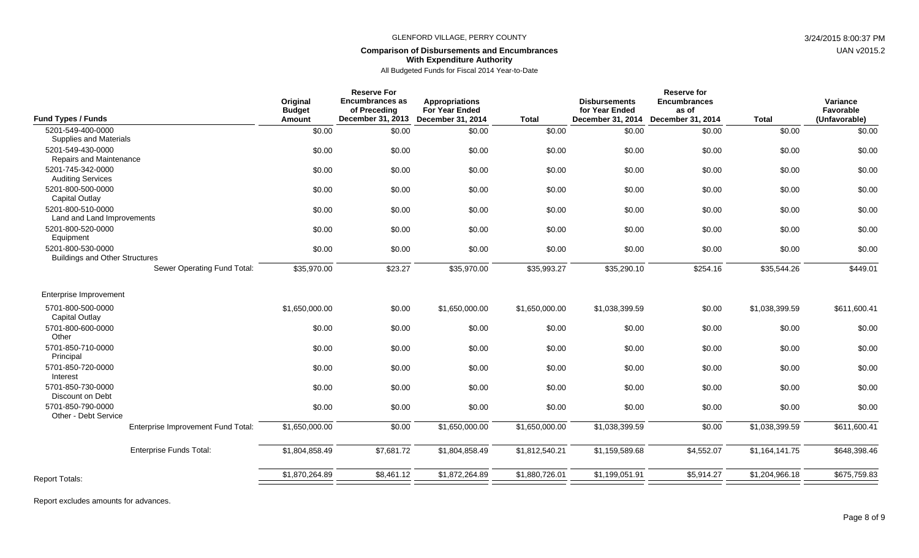GLENFORD VILLAGE, PERRY COUNTY

**Comparison of Disbursements and Encumbrances With Expenditure Authority**

All Budgeted Funds for Fiscal 2014 Year-to-Date

| Fund Types / Funds | Original Budget Amount | Reserve For Encumbrances as of Preceding December 31, 2013 | Appropriations For Year Ended December 31, 2014 | Total | Disbursements for Year Ended December 31, 2014 | Reserve for Encumbrances as of December 31, 2014 | Total | Variance Favorable (Unfavorable) |
|---|---|---|---|---|---|---|---|---|
| 5201-549-400-0000 Supplies and Materials | $0.00 | $0.00 | $0.00 | $0.00 | $0.00 | $0.00 | $0.00 | $0.00 |
| 5201-549-430-0000 Repairs and Maintenance | $0.00 | $0.00 | $0.00 | $0.00 | $0.00 | $0.00 | $0.00 | $0.00 |
| 5201-745-342-0000 Auditing Services | $0.00 | $0.00 | $0.00 | $0.00 | $0.00 | $0.00 | $0.00 | $0.00 |
| 5201-800-500-0000 Capital Outlay | $0.00 | $0.00 | $0.00 | $0.00 | $0.00 | $0.00 | $0.00 | $0.00 |
| 5201-800-510-0000 Land and Land Improvements | $0.00 | $0.00 | $0.00 | $0.00 | $0.00 | $0.00 | $0.00 | $0.00 |
| 5201-800-520-0000 Equipment | $0.00 | $0.00 | $0.00 | $0.00 | $0.00 | $0.00 | $0.00 | $0.00 |
| 5201-800-530-0000 Buildings and Other Structures | $0.00 | $0.00 | $0.00 | $0.00 | $0.00 | $0.00 | $0.00 | $0.00 |
| Sewer Operating Fund Total: | $35,970.00 | $23.27 | $35,970.00 | $35,993.27 | $35,290.10 | $254.16 | $35,544.26 | $449.01 |
| Enterprise Improvement | | | | | | | | |
| 5701-800-500-0000 Capital Outlay | $1,650,000.00 | $0.00 | $1,650,000.00 | $1,650,000.00 | $1,038,399.59 | $0.00 | $1,038,399.59 | $611,600.41 |
| 5701-800-600-0000 Other | $0.00 | $0.00 | $0.00 | $0.00 | $0.00 | $0.00 | $0.00 | $0.00 |
| 5701-850-710-0000 Principal | $0.00 | $0.00 | $0.00 | $0.00 | $0.00 | $0.00 | $0.00 | $0.00 |
| 5701-850-720-0000 Interest | $0.00 | $0.00 | $0.00 | $0.00 | $0.00 | $0.00 | $0.00 | $0.00 |
| 5701-850-730-0000 Discount on Debt | $0.00 | $0.00 | $0.00 | $0.00 | $0.00 | $0.00 | $0.00 | $0.00 |
| 5701-850-790-0000 Other - Debt Service | $0.00 | $0.00 | $0.00 | $0.00 | $0.00 | $0.00 | $0.00 | $0.00 |
| Enterprise Improvement Fund Total: | $1,650,000.00 | $0.00 | $1,650,000.00 | $1,650,000.00 | $1,038,399.59 | $0.00 | $1,038,399.59 | $611,600.41 |
| Enterprise Funds Total: | $1,804,858.49 | $7,681.72 | $1,804,858.49 | $1,812,540.21 | $1,159,589.68 | $4,552.07 | $1,164,141.75 | $648,398.46 |
| Report Totals: | $1,870,264.89 | $8,461.12 | $1,872,264.89 | $1,880,726.01 | $1,199,051.91 | $5,914.27 | $1,204,966.18 | $675,759.83 |

Report excludes amounts for advances.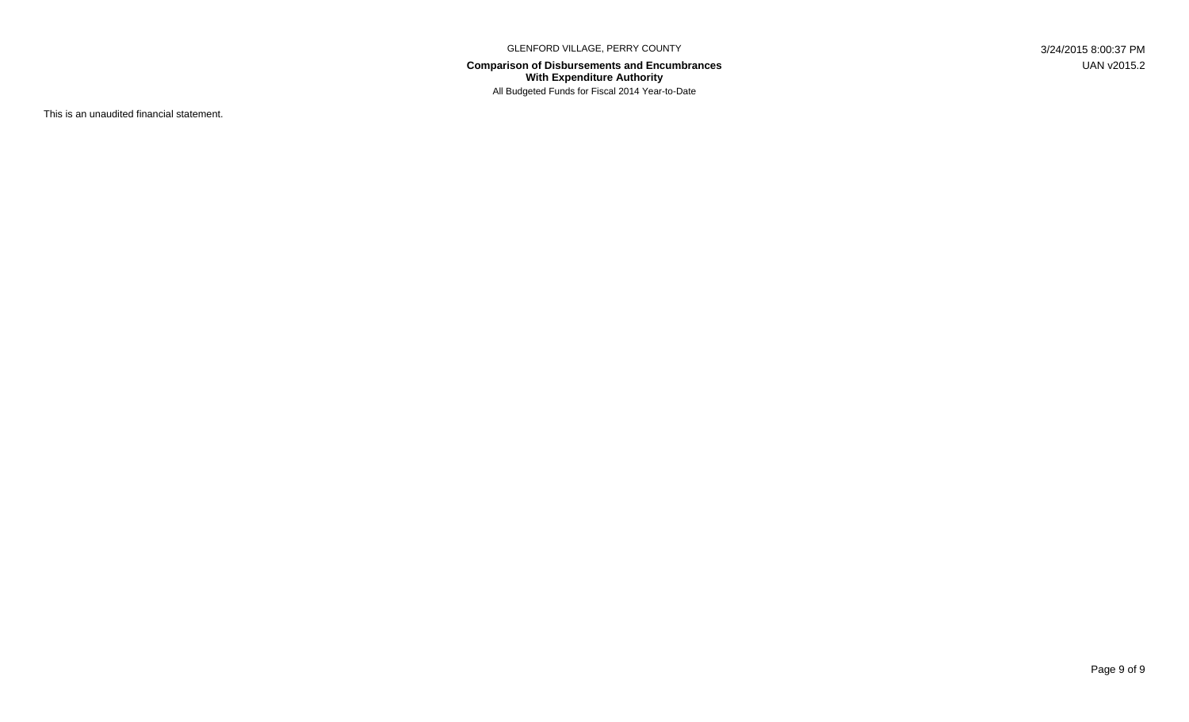GLENFORD VILLAGE, PERRY COUNTY

**Comparison of Disbursements and Encumbrances With Expenditure Authority**

All Budgeted Funds for Fiscal 2014 Year-to-Date

3/24/2015 8:00:37 PM

UAN v2015.2

This is an unaudited financial statement.